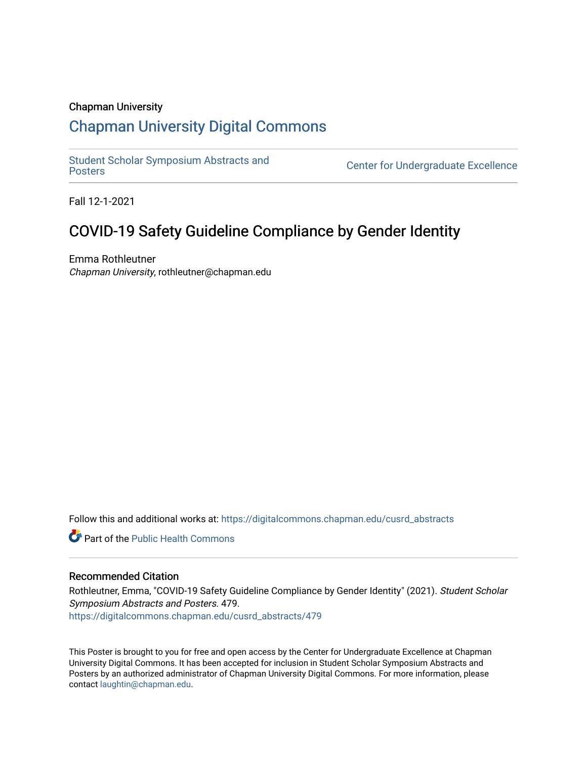Chapman University

## Chapman University Digital Commons

Student Scholar Symposium Abstracts and Posters

Center for Undergraduate Excellence

Fall 12-1-2021

# COVID-19 Safety Guideline Compliance by Gender Identity

Emma Rothleutner
*Chapman University*, rothleutner@chapman.edu

Follow this and additional works at: https://digitalcommons.chapman.edu/cusrd_abstracts

Part of the Public Health Commons

### Recommended Citation

Rothleutner, Emma, "COVID-19 Safety Guideline Compliance by Gender Identity" (2021). *Student Scholar Symposium Abstracts and Posters*. 479.
https://digitalcommons.chapman.edu/cusrd_abstracts/479

This Poster is brought to you for free and open access by the Center for Undergraduate Excellence at Chapman University Digital Commons. It has been accepted for inclusion in Student Scholar Symposium Abstracts and Posters by an authorized administrator of Chapman University Digital Commons. For more information, please contact laughtin@chapman.edu.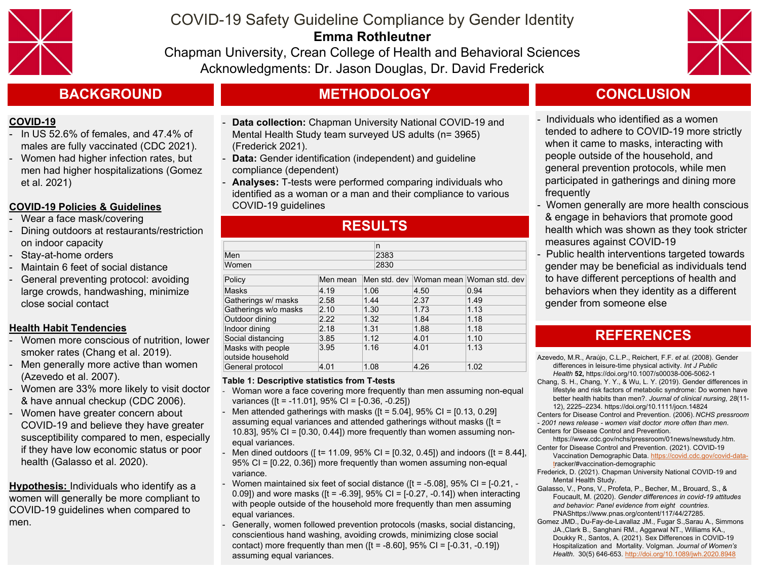# COVID-19 Safety Guideline Compliance by Gender Identity

**Emma Rothleutner**

Chapman University, Crean College of Health and Behavioral Sciences

Acknowledgments: Dr. Jason Douglas, Dr. David Frederick

## BACKGROUND

**COVID-19**

- In US 52.6% of females, and 47.4% of males are fully vaccinated (CDC 2021).
- Women had higher infection rates, but men had higher hospitalizations (Gomez et al. 2021)

**COVID-19 Policies & Guidelines**

- Wear a face mask/covering
- Dining outdoors at restaurants/restriction on indoor capacity
- Stay-at-home orders
- Maintain 6 feet of social distance
- General preventing protocol: avoiding large crowds, handwashing, minimize close social contact

**Health Habit Tendencies**

- Women more conscious of nutrition, lower smoker rates (Chang et al. 2019).
- Men generally more active than women (Azevedo et al. 2007).
- Women are 33% more likely to visit doctor & have annual checkup (CDC 2006).
- Women have greater concern about COVID-19 and believe they have greater susceptibility compared to men, especially if they have low economic status or poor health (Galasso et al. 2020).

**Hypothesis:** Individuals who identify as a women will generally be more compliant to COVID-19 guidelines when compared to men.

## METHODOLOGY

- **Data collection:** Chapman University National COVID-19 and Mental Health Study team surveyed US adults (n= 3965) (Frederick 2021).
- **Data:** Gender identification (independent) and guideline compliance (dependent)
- **Analyses:** T-tests were performed comparing individuals who identified as a woman or a man and their compliance to various COVID-19 guidelines

## RESULTS

| | n |
|---|---|
| Men | 2383 |
| Women | 2830 |

| Policy | Men mean | Men std. dev | Woman mean | Woman std. dev |
|---|---|---|---|---|
| Masks | 4.19 | 1.06 | 4.50 | 0.94 |
| Gatherings w/ masks | 2.58 | 1.44 | 2.37 | 1.49 |
| Gatherings w/o masks | 2.10 | 1.30 | 1.73 | 1.13 |
| Outdoor dining | 2.22 | 1.32 | 1.84 | 1.18 |
| Indoor dining | 2.18 | 1.31 | 1.88 | 1.18 |
| Social distancing | 3.85 | 1.12 | 4.01 | 1.10 |
| Masks with people outside household | 3.95 | 1.16 | 4.01 | 1.13 |
| General protocol | 4.01 | 1.08 | 4.26 | 1.02 |

**Table 1: Descriptive statistics from T-tests**

- Woman wore a face covering more frequently than men assuming non-equal variances ([t = -11.01], 95% CI = [-0.36, -0.25])
- Men attended gatherings with masks ([t = 5.04], 95% CI = [0.13, 0.29] assuming equal variances and attended gatherings without masks ([t = 10.83], 95% CI = [0.30, 0.44]) more frequently than women assuming non-equal variances.
- Men dined outdoors ([ t= 11.09, 95% CI = [0.32, 0.45]) and indoors ([t = 8.44], 95% CI = [0.22, 0.36]) more frequently than women assuming non-equal variance.
- Women maintained six feet of social distance ([t = -5.08], 95% CI = [-0.21, -0.09]) and wore masks ([t = -6.39], 95% CI = [-0.27, -0.14]) when interacting with people outside of the household more frequently than men assuming equal variances.
- Generally, women followed prevention protocols (masks, social distancing, conscientious hand washing, avoiding crowds, minimizing close social contact) more frequently than men ([t = -8.60], 95% CI = [-0.31, -0.19]) assuming equal variances.

## CONCLUSION

- Individuals who identified as a women tended to adhere to COVID-19 more strictly when it came to masks, interacting with people outside of the household, and general prevention protocols, while men participated in gatherings and dining more frequently
- Women generally are more health conscious & engage in behaviors that promote good health which was shown as they took stricter measures against COVID-19
- Public health interventions targeted towards gender may be beneficial as individuals tend to have different perceptions of health and behaviors when they identity as a different gender from someone else

## REFERENCES

Azevedo, M.R., Araújo, C.L.P., Reichert, F.F. *et al.* (2008). Gender differences in leisure-time physical activity. *Int J Public Health* **52,** https://doi.org/10.1007/s00038-006-5062-1

Chang, S. H., Chang, Y. Y., & Wu, L. Y. (2019). Gender differences in lifestyle and risk factors of metabolic syndrome: Do women have better health habits than men?. *Journal of clinical nursing*, *28*(11-12), 2225–2234. https://doi.org/10.1111/jocn.14824

Centers for Disease Control and Prevention. (2006). *NCHS pressroom - 2001 news release - women visit doctor more often than men*. Centers for Disease Control and Prevention. https://www.cdc.gov/nchs/pressroom/01news/newstudy.htm.

Center for Disease Control and Prevention. (2021). COVID-19 Vaccination Demographic Data. https://covid.cdc.gov/covid-data-tracker/#vaccination-demographic

Frederick, D. (2021). Chapman University National COVID-19 and Mental Health Study.

Galasso, V., Pons, V., Profeta, P., Becher, M., Brouard, S., & Foucault, M. (2020). *Gender differences in covid-19 attitudes and behavior: Panel evidence from eight countries*. PNAShttps://www.pnas.org/content/117/44/27285.

Gomez JMD., Du-Fay-de-Lavallaz JM., Fugar S.,Sarau A., Simmons JA.,Clark B., Sanghani RM., Aggarwal NT., Williams KA., Doukky R., Santos, A. (2021). Sex Differences in COVID-19 Hospitalization and Mortality. Volgman. *Journal of Women's Health.* 30(5) 646-653. http://doi.org/10.1089/jwh.2020.8948